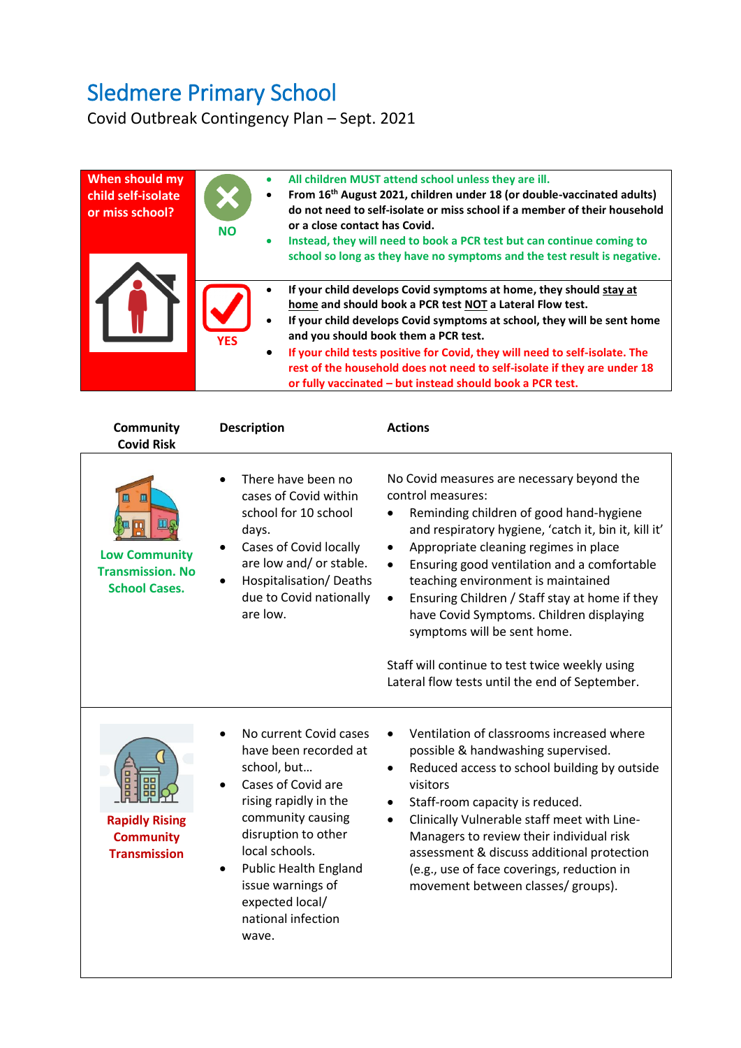# Sledmere Primary School

Covid Outbreak Contingency Plan – Sept. 2021

| When should my child self-isolate or miss school? | | |
|---|---|---|
| | **NO** | <ul><li>**All children MUST attend school unless they are ill.**</li><li>**From 16th August 2021, children under 18 (or double-vaccinated adults) do not need to self-isolate or miss school if a member of their household or a close contact has Covid.**</li><li>**Instead, they will need to book a PCR test but can continue coming to school so long as they have no symptoms and the test result is negative.**</li></ul> |
| | **YES** | <ul><li>**If your child develops Covid symptoms at home, they should stay at home and should book a PCR test NOT a Lateral Flow test.**</li><li>**If your child develops Covid symptoms at school, they will be sent home and you should book them a PCR test.**</li><li>**If your child tests positive for Covid, they will need to self-isolate. The rest of the household does not need to self-isolate if they are under 18 or fully vaccinated – but instead should book a PCR test.**</li></ul> |

| Community Covid Risk | Description | Actions |
|---|---|---|
| **Low Community Transmission. No School Cases.** | <ul><li>There have been no cases of Covid within school for 10 school days.</li><li>Cases of Covid locally are low and/ or stable.</li><li>Hospitalisation/ Deaths due to Covid nationally are low.</li></ul> | No Covid measures are necessary beyond the control measures:<ul><li>Reminding children of good hand-hygiene and respiratory hygiene, 'catch it, bin it, kill it'</li><li>Appropriate cleaning regimes in place</li><li>Ensuring good ventilation and a comfortable teaching environment is maintained</li><li>Ensuring Children / Staff stay at home if they have Covid Symptoms. Children displaying symptoms will be sent home.</li></ul>Staff will continue to test twice weekly using Lateral flow tests until the end of September. |
| **Rapidly Rising Community Transmission** | <ul><li>No current Covid cases have been recorded at school, but…</li><li>Cases of Covid are rising rapidly in the community causing disruption to other local schools.</li><li>Public Health England issue warnings of expected local/ national infection wave.</li></ul> | <ul><li>Ventilation of classrooms increased where possible & handwashing supervised.</li><li>Reduced access to school building by outside visitors</li><li>Staff-room capacity is reduced.</li><li>Clinically Vulnerable staff meet with Line-Managers to review their individual risk assessment & discuss additional protection (e.g., use of face coverings, reduction in movement between classes/ groups).</li></ul> |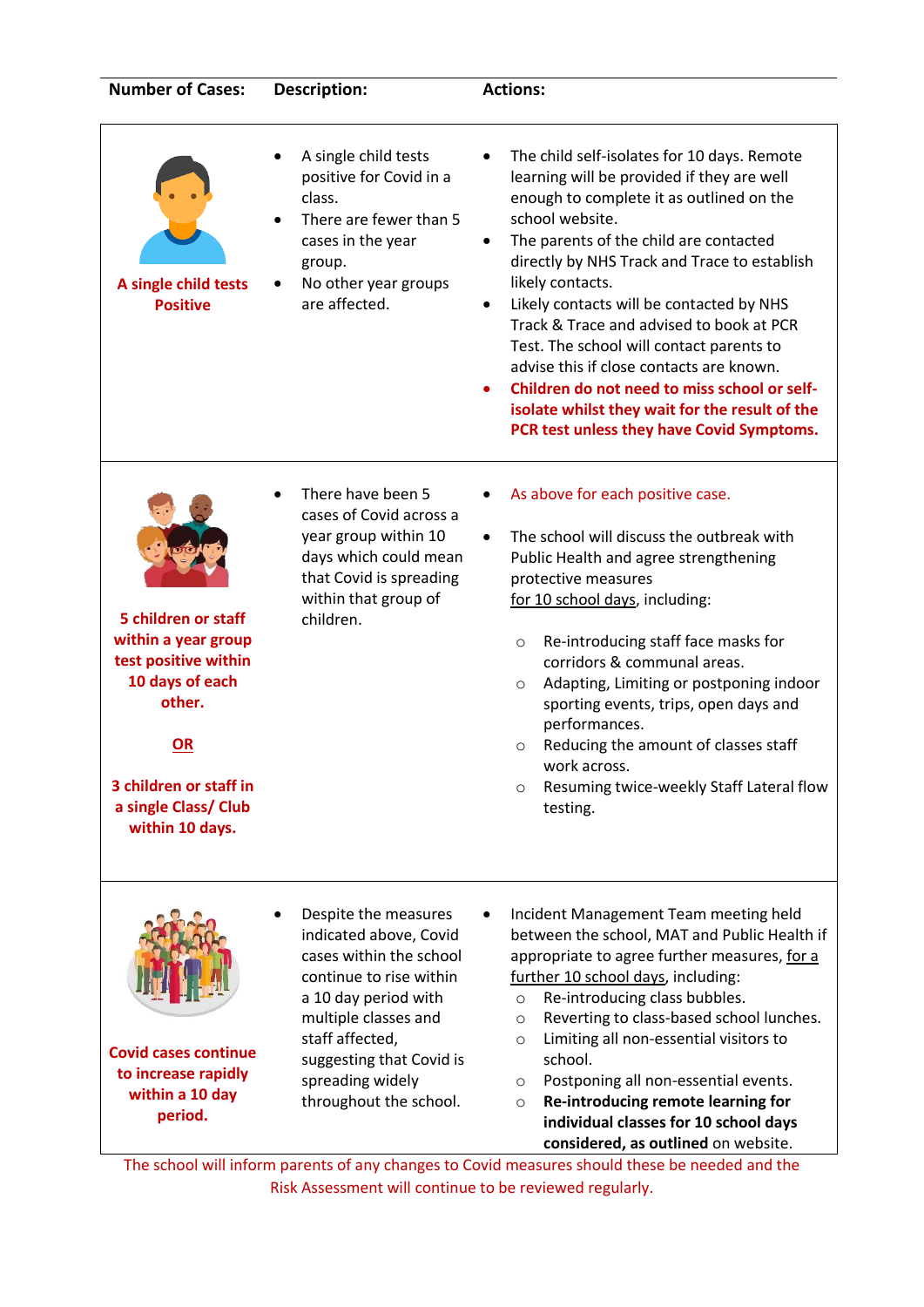| Number of Cases: | Description: | Actions: |
| --- | --- | --- |
| **A single child tests Positive** | • A single child tests positive for Covid in a class.<br>• There are fewer than 5 cases in the year group.<br>• No other year groups are affected. | • The child self-isolates for 10 days. Remote learning will be provided if they are well enough to complete it as outlined on the school website.<br>• The parents of the child are contacted directly by NHS Track and Trace to establish likely contacts.<br>• Likely contacts will be contacted by NHS Track & Trace and advised to book at PCR Test. The school will contact parents to advise this if close contacts are known.<br>• **Children do not need to miss school or self-isolate whilst they wait for the result of the PCR test unless they have Covid Symptoms.** |
| **5 children or staff within a year group test positive within 10 days of each other.**<br><br>**OR**<br><br>**3 children or staff in a single Class/ Club within 10 days.** | • There have been 5 cases of Covid across a year group within 10 days which could mean that Covid is spreading within that group of children. | • As above for each positive case.<br>• The school will discuss the outbreak with Public Health and agree strengthening protective measures for 10 school days, including:<br>  ○ Re-introducing staff face masks for corridors & communal areas.<br>  ○ Adapting, Limiting or postponing indoor sporting events, trips, open days and performances.<br>  ○ Reducing the amount of classes staff work across.<br>  ○ Resuming twice-weekly Staff Lateral flow testing. |
| **Covid cases continue to increase rapidly within a 10 day period.** | • Despite the measures indicated above, Covid cases within the school continue to rise within a 10 day period with multiple classes and staff affected, suggesting that Covid is spreading widely throughout the school. | • Incident Management Team meeting held between the school, MAT and Public Health if appropriate to agree further measures, for a further 10 school days, including:<br>  ○ Re-introducing class bubbles.<br>  ○ Reverting to class-based school lunches.<br>  ○ Limiting all non-essential visitors to school.<br>  ○ Postponing all non-essential events.<br>  ○ **Re-introducing remote learning for individual classes for 10 school days considered, as outlined** on website. |

The school will inform parents of any changes to Covid measures should these be needed and the Risk Assessment will continue to be reviewed regularly.